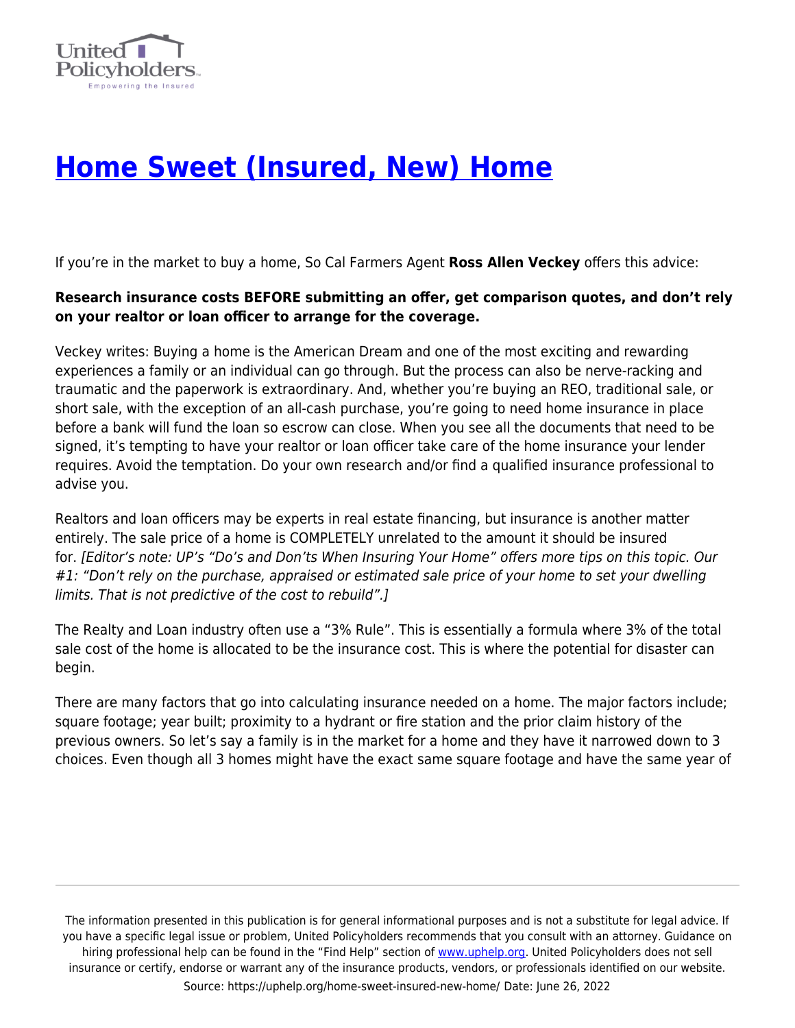# Home Sweet (Insured, New) Home

If you're in the market to buy a home, So Cal Farmers Agent **Ross Allen Veckey** offers this advice:

**Research insurance costs BEFORE submitting an offer, get comparison quotes, and don't rely on your realtor or loan officer to arrange for the coverage.**

Veckey writes: Buying a home is the American Dream and one of the most exciting and rewarding experiences a family or an individual can go through. But the process can also be nerve-racking and traumatic and the paperwork is extraordinary. And, whether you're buying an REO, traditional sale, or short sale, with the exception of an all-cash purchase, you're going to need home insurance in place before a bank will fund the loan so escrow can close. When you see all the documents that need to be signed, it's tempting to have your realtor or loan officer take care of the home insurance your lender requires. Avoid the temptation. Do your own research and/or find a qualified insurance professional to advise you.

Realtors and loan officers may be experts in real estate financing, but insurance is another matter entirely. The sale price of a home is COMPLETELY unrelated to the amount it should be insured for. *[Editor's note: UP's "Do's and Don'ts When Insuring Your Home" offers more tips on this topic. Our #1: "Don't rely on the purchase, appraised or estimated sale price of your home to set your dwelling limits. That is not predictive of the cost to rebuild".]*

The Realty and Loan industry often use a "3% Rule". This is essentially a formula where 3% of the total sale cost of the home is allocated to be the insurance cost. This is where the potential for disaster can begin.

There are many factors that go into calculating insurance needed on a home. The major factors include; square footage; year built; proximity to a hydrant or fire station and the prior claim history of the previous owners. So let's say a family is in the market for a home and they have it narrowed down to 3 choices. Even though all 3 homes might have the exact same square footage and have the same year of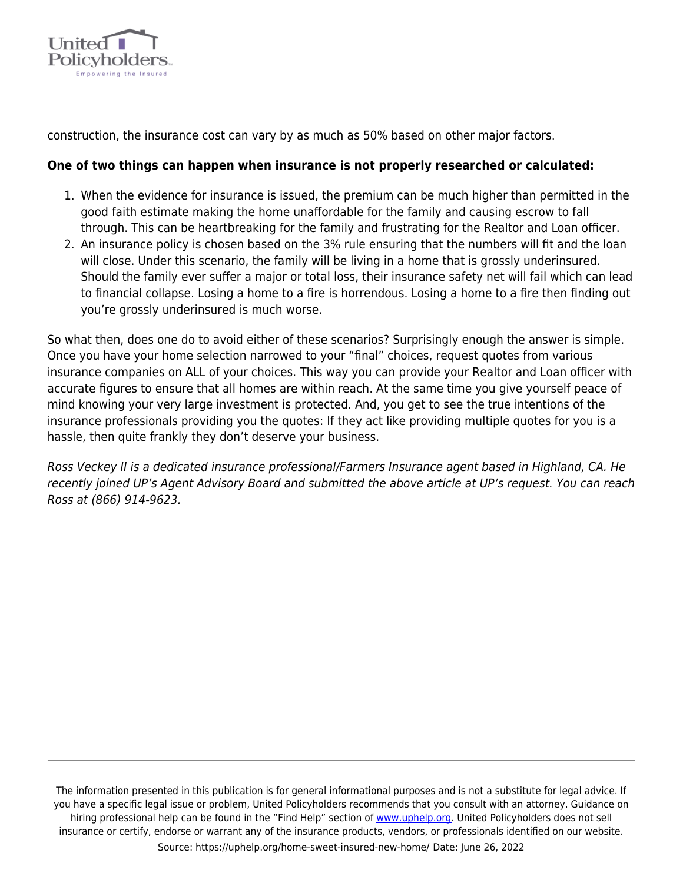construction, the insurance cost can vary by as much as 50% based on other major factors.

**One of two things can happen when insurance is not properly researched or calculated:**

1. When the evidence for insurance is issued, the premium can be much higher than permitted in the good faith estimate making the home unaffordable for the family and causing escrow to fall through. This can be heartbreaking for the family and frustrating for the Realtor and Loan officer.
2. An insurance policy is chosen based on the 3% rule ensuring that the numbers will fit and the loan will close. Under this scenario, the family will be living in a home that is grossly underinsured. Should the family ever suffer a major or total loss, their insurance safety net will fail which can lead to financial collapse. Losing a home to a fire is horrendous. Losing a home to a fire then finding out you're grossly underinsured is much worse.

So what then, does one do to avoid either of these scenarios? Surprisingly enough the answer is simple. Once you have your home selection narrowed to your "final" choices, request quotes from various insurance companies on ALL of your choices. This way you can provide your Realtor and Loan officer with accurate figures to ensure that all homes are within reach. At the same time you give yourself peace of mind knowing your very large investment is protected. And, you get to see the true intentions of the insurance professionals providing you the quotes: If they act like providing multiple quotes for you is a hassle, then quite frankly they don't deserve your business.

*Ross Veckey II is a dedicated insurance professional/Farmers Insurance agent based in Highland, CA. He recently joined UP's Agent Advisory Board and submitted the above article at UP's request. You can reach Ross at (866) 914-9623.*

The information presented in this publication is for general informational purposes and is not a substitute for legal advice. If you have a specific legal issue or problem, United Policyholders recommends that you consult with an attorney. Guidance on hiring professional help can be found in the "Find Help" section of www.uphelp.org. United Policyholders does not sell insurance or certify, endorse or warrant any of the insurance products, vendors, or professionals identified on our website.

Source: https://uphelp.org/home-sweet-insured-new-home/ Date: June 26, 2022